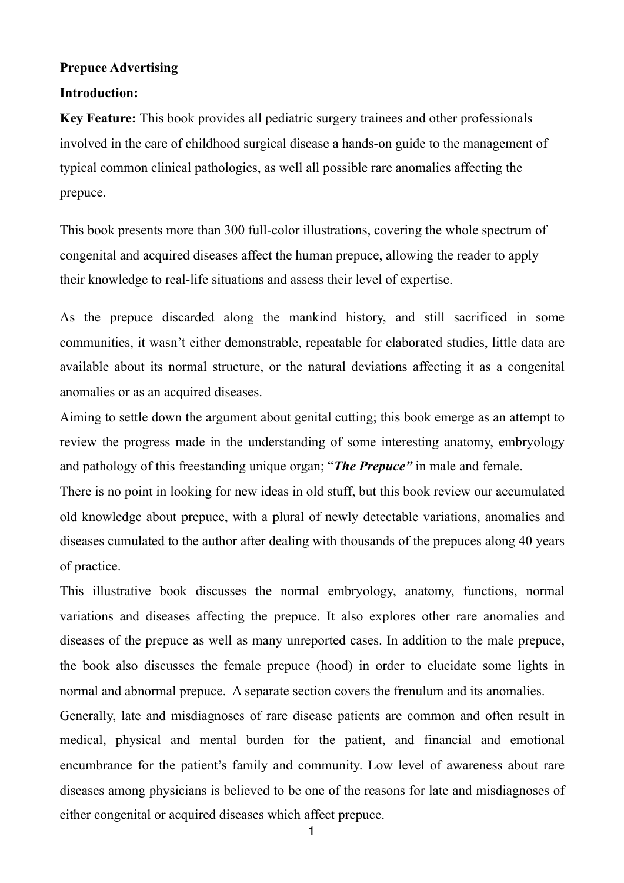**Prepuce Advertising**

**Introduction:**

**Key Feature:** This book provides all pediatric surgery trainees and other professionals involved in the care of childhood surgical disease a hands-on guide to the management of typical common clinical pathologies, as well all possible rare anomalies affecting the prepuce.

This book presents more than 300 full-color illustrations, covering the whole spectrum of congenital and acquired diseases affect the human prepuce, allowing the reader to apply their knowledge to real-life situations and assess their level of expertise.

As the prepuce discarded along the mankind history, and still sacrificed in some communities, it wasn't either demonstrable, repeatable for elaborated studies, little data are available about its normal structure, or the natural deviations affecting it as a congenital anomalies or as an acquired diseases.

Aiming to settle down the argument about genital cutting; this book emerge as an attempt to review the progress made in the understanding of some interesting anatomy, embryology and pathology of this freestanding unique organ; "***The Prepuce***" in male and female.

There is no point in looking for new ideas in old stuff, but this book review our accumulated old knowledge about prepuce, with a plural of newly detectable variations, anomalies and diseases cumulated to the author after dealing with thousands of the prepuces along 40 years of practice.

This illustrative book discusses the normal embryology, anatomy, functions, normal variations and diseases affecting the prepuce. It also explores other rare anomalies and diseases of the prepuce as well as many unreported cases. In addition to the male prepuce, the book also discusses the female prepuce (hood) in order to elucidate some lights in normal and abnormal prepuce. A separate section covers the frenulum and its anomalies.

Generally, late and misdiagnoses of rare disease patients are common and often result in medical, physical and mental burden for the patient, and financial and emotional encumbrance for the patient's family and community. Low level of awareness about rare diseases among physicians is believed to be one of the reasons for late and misdiagnoses of either congenital or acquired diseases which affect prepuce.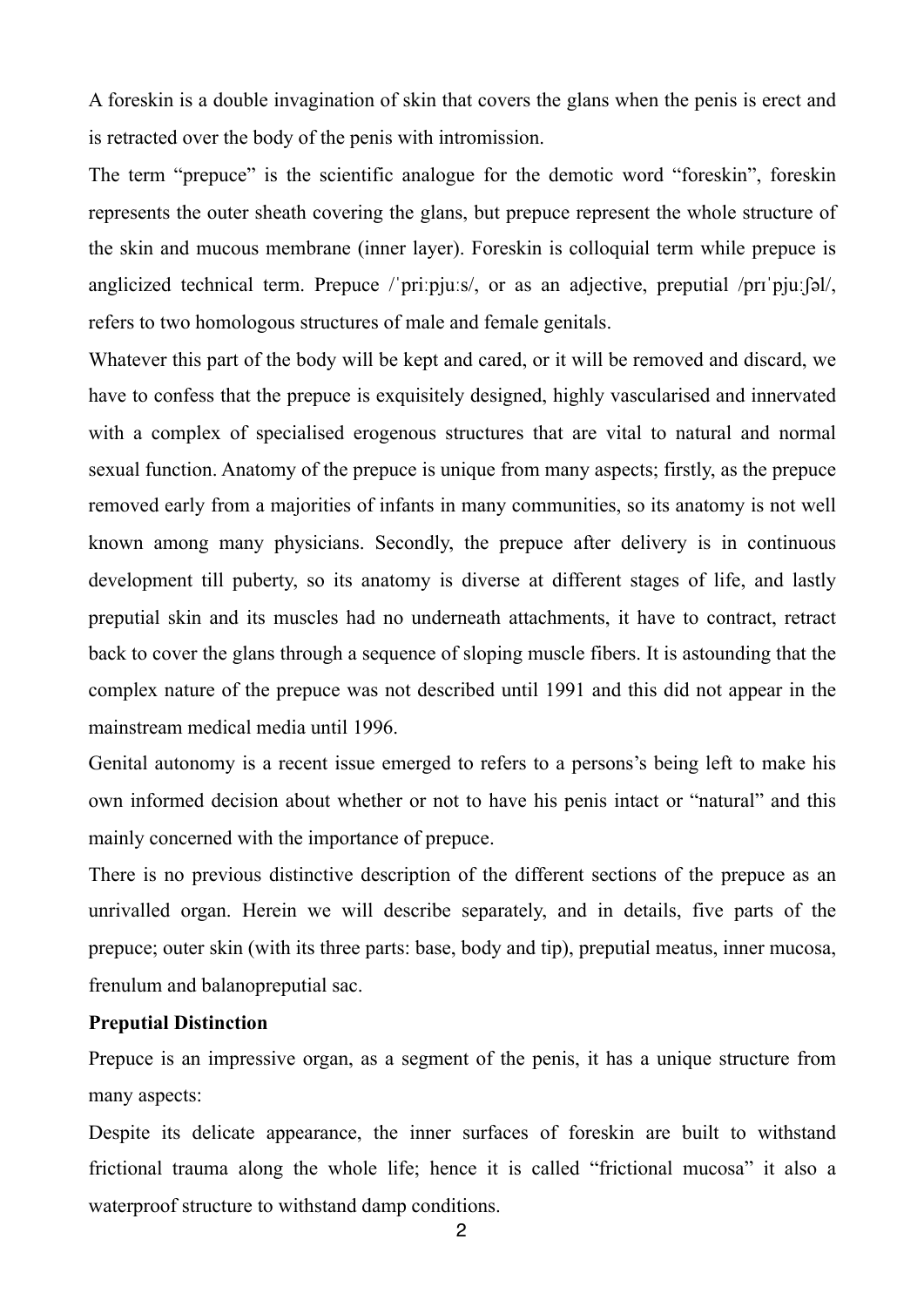A foreskin is a double invagination of skin that covers the glans when the penis is erect and is retracted over the body of the penis with intromission.

The term "prepuce" is the scientific analogue for the demotic word "foreskin", foreskin represents the outer sheath covering the glans, but prepuce represent the whole structure of the skin and mucous membrane (inner layer). Foreskin is colloquial term while prepuce is anglicized technical term. Prepuce /ˈpriːpjuːs/, or as an adjective, preputial /prɪˈpjuːʃəl/, refers to two homologous structures of male and female genitals.

Whatever this part of the body will be kept and cared, or it will be removed and discard, we have to confess that the prepuce is exquisitely designed, highly vascularised and innervated with a complex of specialised erogenous structures that are vital to natural and normal sexual function. Anatomy of the prepuce is unique from many aspects; firstly, as the prepuce removed early from a majorities of infants in many communities, so its anatomy is not well known among many physicians. Secondly, the prepuce after delivery is in continuous development till puberty, so its anatomy is diverse at different stages of life, and lastly preputial skin and its muscles had no underneath attachments, it have to contract, retract back to cover the glans through a sequence of sloping muscle fibers. It is astounding that the complex nature of the prepuce was not described until 1991 and this did not appear in the mainstream medical media until 1996.

Genital autonomy is a recent issue emerged to refers to a persons's being left to make his own informed decision about whether or not to have his penis intact or "natural" and this mainly concerned with the importance of prepuce.

There is no previous distinctive description of the different sections of the prepuce as an unrivalled organ. Herein we will describe separately, and in details, five parts of the prepuce; outer skin (with its three parts: base, body and tip), preputial meatus, inner mucosa, frenulum and balanopreputial sac.

**Preputial Distinction**

Prepuce is an impressive organ, as a segment of the penis, it has a unique structure from many aspects:

Despite its delicate appearance, the inner surfaces of foreskin are built to withstand frictional trauma along the whole life; hence it is called "frictional mucosa" it also a waterproof structure to withstand damp conditions.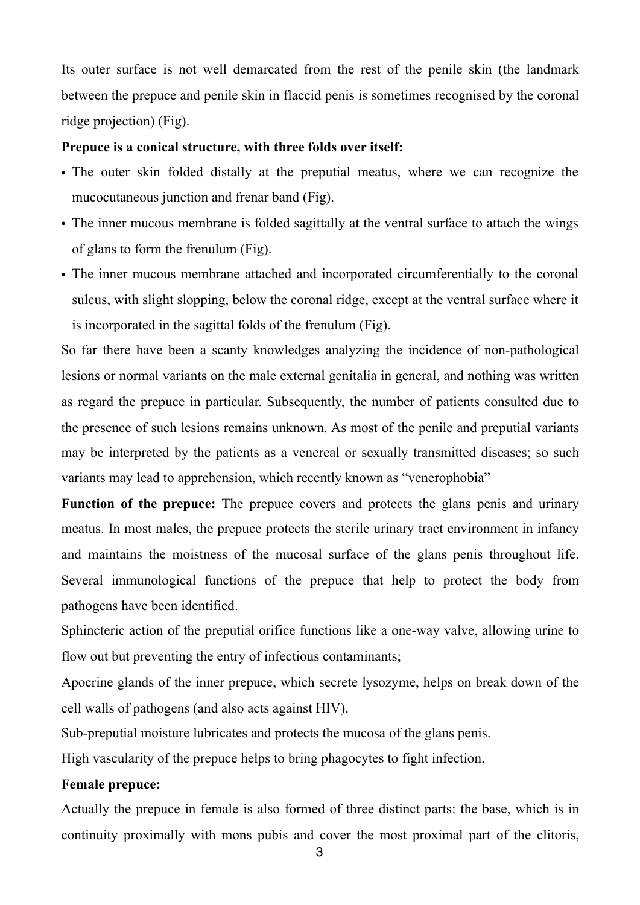Its outer surface is not well demarcated from the rest of the penile skin (the landmark between the prepuce and penile skin in flaccid penis is sometimes recognised by the coronal ridge projection) (Fig).

**Prepuce is a conical structure, with three folds over itself:**

- The outer skin folded distally at the preputial meatus, where we can recognize the mucocutaneous junction and frenar band (Fig).
- The inner mucous membrane is folded sagittally at the ventral surface to attach the wings of glans to form the frenulum (Fig).
- The inner mucous membrane attached and incorporated circumferentially to the coronal sulcus, with slight slopping, below the coronal ridge, except at the ventral surface where it is incorporated in the sagittal folds of the frenulum (Fig).

So far there have been a scanty knowledges analyzing the incidence of non-pathological lesions or normal variants on the male external genitalia in general, and nothing was written as regard the prepuce in particular. Subsequently, the number of patients consulted due to the presence of such lesions remains unknown. As most of the penile and preputial variants may be interpreted by the patients as a venereal or sexually transmitted diseases; so such variants may lead to apprehension, which recently known as "venerophobia"

**Function of the prepuce:** The prepuce covers and protects the glans penis and urinary meatus. In most males, the prepuce protects the sterile urinary tract environment in infancy and maintains the moistness of the mucosal surface of the glans penis throughout life. Several immunological functions of the prepuce that help to protect the body from pathogens have been identified.

Sphincteric action of the preputial orifice functions like a one-way valve, allowing urine to flow out but preventing the entry of infectious contaminants;

Apocrine glands of the inner prepuce, which secrete lysozyme, helps on break down of the cell walls of pathogens (and also acts against HIV).

Sub-preputial moisture lubricates and protects the mucosa of the glans penis.

High vascularity of the prepuce helps to bring phagocytes to fight infection.

**Female prepuce:**

Actually the prepuce in female is also formed of three distinct parts: the base, which is in continuity proximally with mons pubis and cover the most proximal part of the clitoris,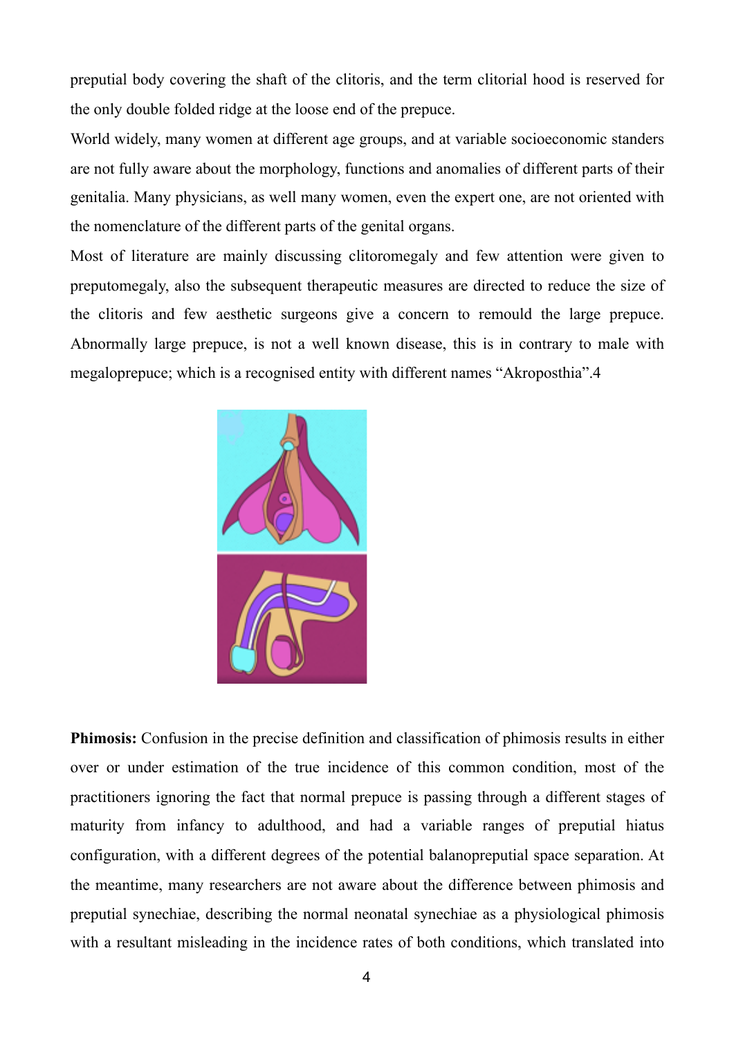preputial body covering the shaft of the clitoris, and the term clitorial hood is reserved for the only double folded ridge at the loose end of the prepuce.

World widely, many women at different age groups, and at variable socioeconomic standers are not fully aware about the morphology, functions and anomalies of different parts of their genitalia. Many physicians, as well many women, even the expert one, are not oriented with the nomenclature of the different parts of the genital organs.

Most of literature are mainly discussing clitoromegaly and few attention were given to preputomegaly, also the subsequent therapeutic measures are directed to reduce the size of the clitoris and few aesthetic surgeons give a concern to remould the large prepuce. Abnormally large prepuce, is not a well known disease, this is in contrary to male with megaloprepuce; which is a recognised entity with different names "Akroposthia".4

**Phimosis:** Confusion in the precise definition and classification of phimosis results in either over or under estimation of the true incidence of this common condition, most of the practitioners ignoring the fact that normal prepuce is passing through a different stages of maturity from infancy to adulthood, and had a variable ranges of preputial hiatus configuration, with a different degrees of the potential balanopreputial space separation. At the meantime, many researchers are not aware about the difference between phimosis and preputial synechiae, describing the normal neonatal synechiae as a physiological phimosis with a resultant misleading in the incidence rates of both conditions, which translated into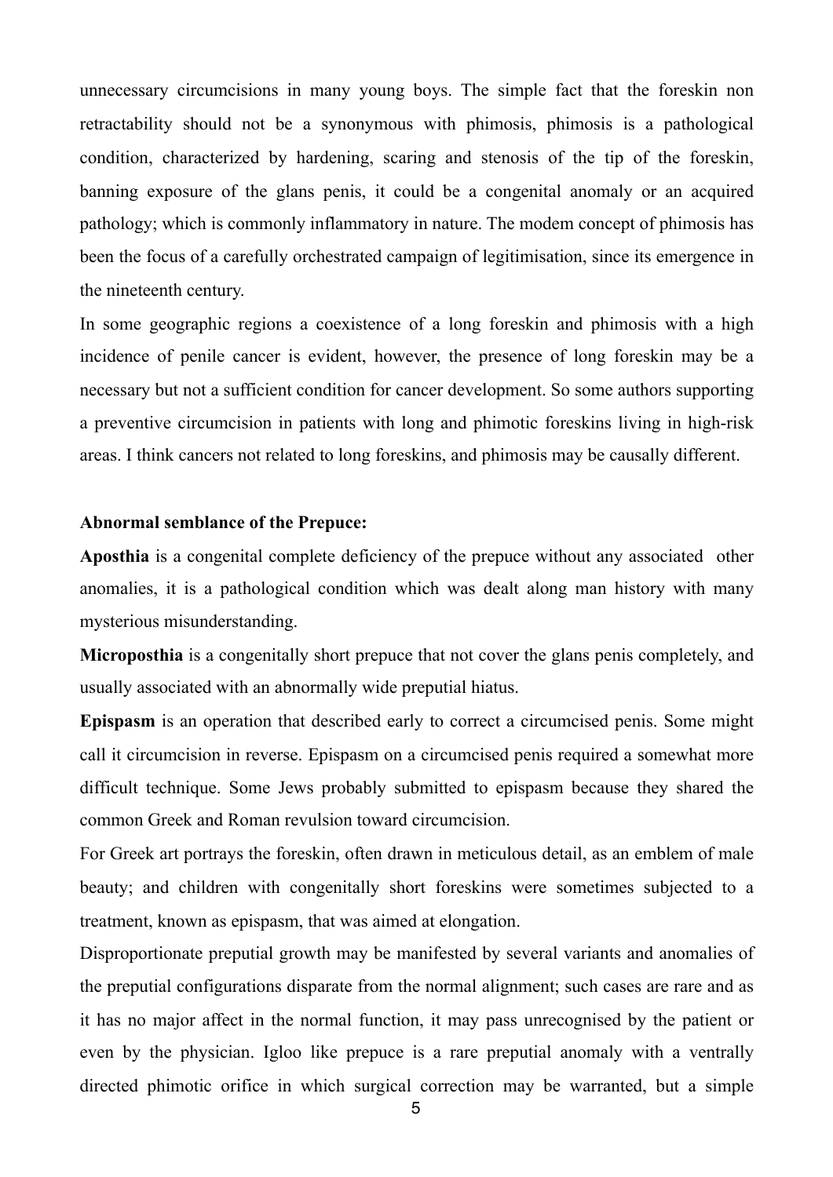unnecessary circumcisions in many young boys. The simple fact that the foreskin non retractability should not be a synonymous with phimosis, phimosis is a pathological condition, characterized by hardening, scaring and stenosis of the tip of the foreskin, banning exposure of the glans penis, it could be a congenital anomaly or an acquired pathology; which is commonly inflammatory in nature. The modem concept of phimosis has been the focus of a carefully orchestrated campaign of legitimisation, since its emergence in the nineteenth century.

In some geographic regions a coexistence of a long foreskin and phimosis with a high incidence of penile cancer is evident, however, the presence of long foreskin may be a necessary but not a sufficient condition for cancer development. So some authors supporting a preventive circumcision in patients with long and phimotic foreskins living in high-risk areas. I think cancers not related to long foreskins, and phimosis may be causally different.

**Abnormal semblance of the Prepuce:**

**Aposthia** is a congenital complete deficiency of the prepuce without any associated other anomalies, it is a pathological condition which was dealt along man history with many mysterious misunderstanding.

**Microposthia** is a congenitally short prepuce that not cover the glans penis completely, and usually associated with an abnormally wide preputial hiatus.

**Epispasm** is an operation that described early to correct a circumcised penis. Some might call it circumcision in reverse. Epispasm on a circumcised penis required a somewhat more difficult technique. Some Jews probably submitted to epispasm because they shared the common Greek and Roman revulsion toward circumcision.

For Greek art portrays the foreskin, often drawn in meticulous detail, as an emblem of male beauty; and children with congenitally short foreskins were sometimes subjected to a treatment, known as epispasm, that was aimed at elongation.

Disproportionate preputial growth may be manifested by several variants and anomalies of the preputial configurations disparate from the normal alignment; such cases are rare and as it has no major affect in the normal function, it may pass unrecognised by the patient or even by the physician. Igloo like prepuce is a rare preputial anomaly with a ventrally directed phimotic orifice in which surgical correction may be warranted, but a simple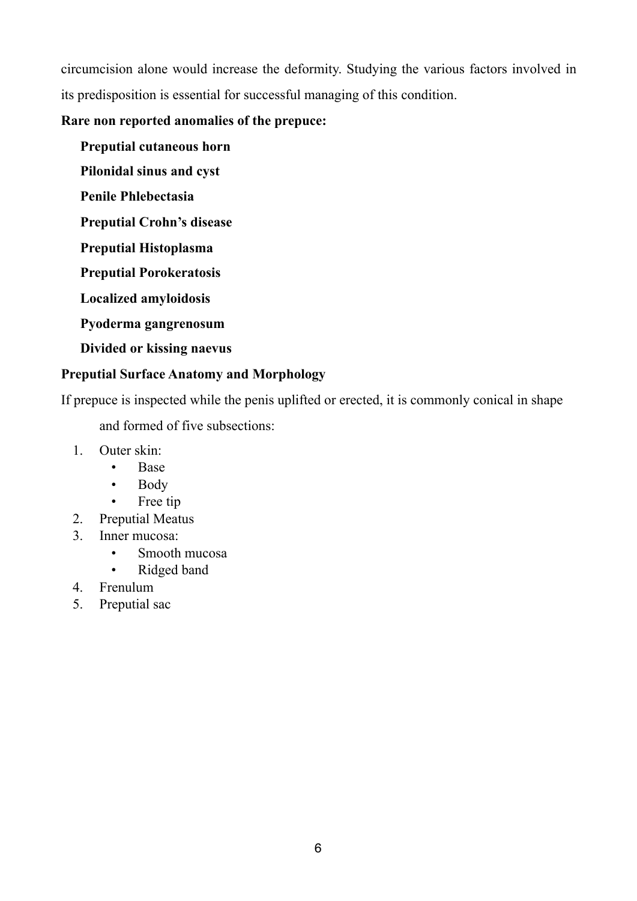circumcision alone would increase the deformity. Studying the various factors involved in its predisposition is essential for successful managing of this condition.

**Rare non reported anomalies of the prepuce:**

**Preputial cutaneous horn**

**Pilonidal sinus and cyst**

**Penile Phlebectasia**

**Preputial Crohn's disease**

**Preputial Histoplasma**

**Preputial Porokeratosis**

**Localized amyloidosis**

**Pyoderma gangrenosum**

**Divided or kissing naevus**

**Preputial Surface Anatomy and Morphology**

If prepuce is inspected while the penis uplifted or erected, it is commonly conical in shape and formed of five subsections:

1. Outer skin:
   - Base
   - Body
   - Free tip
2. Preputial Meatus
3. Inner mucosa:
   - Smooth mucosa
   - Ridged band
4. Frenulum
5. Preputial sac